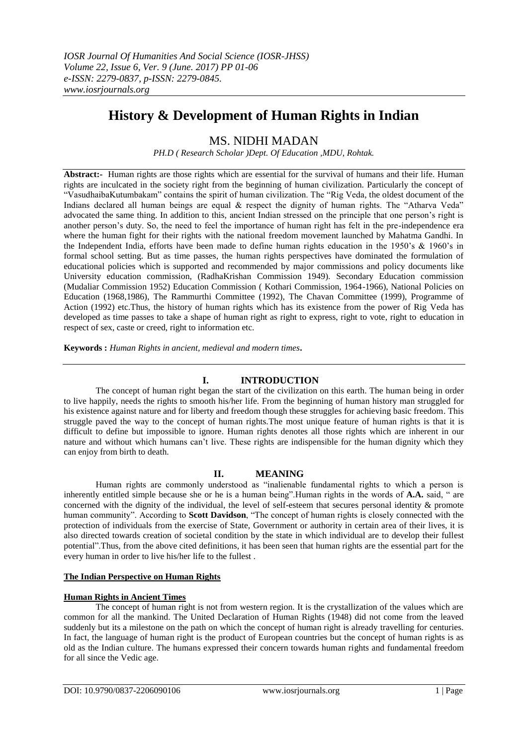# History & Development of Human Rights in Indian

## MS. NIDHI MADAN

*PH.D ( Research Scholar )Dept. Of Education ,MDU, Rohtak.*

**Abstract:-** Human rights are those rights which are essential for the survival of humans and their life. Human rights are inculcated in the society right from the beginning of human civilization. Particularly the concept of "VasudhaibaKutumbakam" contains the spirit of human civilization. The "Rig Veda, the oldest document of the Indians declared all human beings are equal & respect the dignity of human rights. The "Atharva Veda" advocated the same thing. In addition to this, ancient Indian stressed on the principle that one person's right is another person's duty. So, the need to feel the importance of human right has felt in the pre-independence era where the human fight for their rights with the national freedom movement launched by Mahatma Gandhi. In the Independent India, efforts have been made to define human rights education in the 1950's & 1960's in formal school setting. But as time passes, the human rights perspectives have dominated the formulation of educational policies which is supported and recommended by major commissions and policy documents like University education commission, (RadhaKrishan Commission 1949). Secondary Education commission (Mudaliar Commission 1952) Education Commission ( Kothari Commission, 1964-1966), National Policies on Education (1968,1986), The Rammurthi Committee (1992), The Chavan Committee (1999), Programme of Action (1992) etc.Thus, the history of human rights which has its existence from the power of Rig Veda has developed as time passes to take a shape of human right as right to express, right to vote, right to education in respect of sex, caste or creed, right to information etc.

**Keywords :** *Human Rights in ancient, medieval and modern times*.

## I. INTRODUCTION

The concept of human right began the start of the civilization on this earth. The human being in order to live happily, needs the rights to smooth his/her life. From the beginning of human history man struggled for his existence against nature and for liberty and freedom though these struggles for achieving basic freedom. This struggle paved the way to the concept of human rights.The most unique feature of human rights is that it is difficult to define but impossible to ignore. Human rights denotes all those rights which are inherent in our nature and without which humans can't live. These rights are indispensible for the human dignity which they can enjoy from birth to death.

## II. MEANING

Human rights are commonly understood as "inalienable fundamental rights to which a person is inherently entitled simple because she or he is a human being".Human rights in the words of **A.A.** said, " are concerned with the dignity of the individual, the level of self-esteem that secures personal identity & promote human community". According to **Scott Davidson**, "The concept of human rights is closely connected with the protection of individuals from the exercise of State, Government or authority in certain area of their lives, it is also directed towards creation of societal condition by the state in which individual are to develop their fullest potential".Thus, from the above cited definitions, it has been seen that human rights are the essential part for the every human in order to live his/her life to the fullest .

### The Indian Perspective on Human Rights

### Human Rights in Ancient Times

The concept of human right is not from western region. It is the crystallization of the values which are common for all the mankind. The United Declaration of Human Rights (1948) did not come from the leaved suddenly but its a milestone on the path on which the concept of human right is already travelling for centuries. In fact, the language of human right is the product of European countries but the concept of human rights is as old as the Indian culture. The humans expressed their concern towards human rights and fundamental freedom for all since the Vedic age.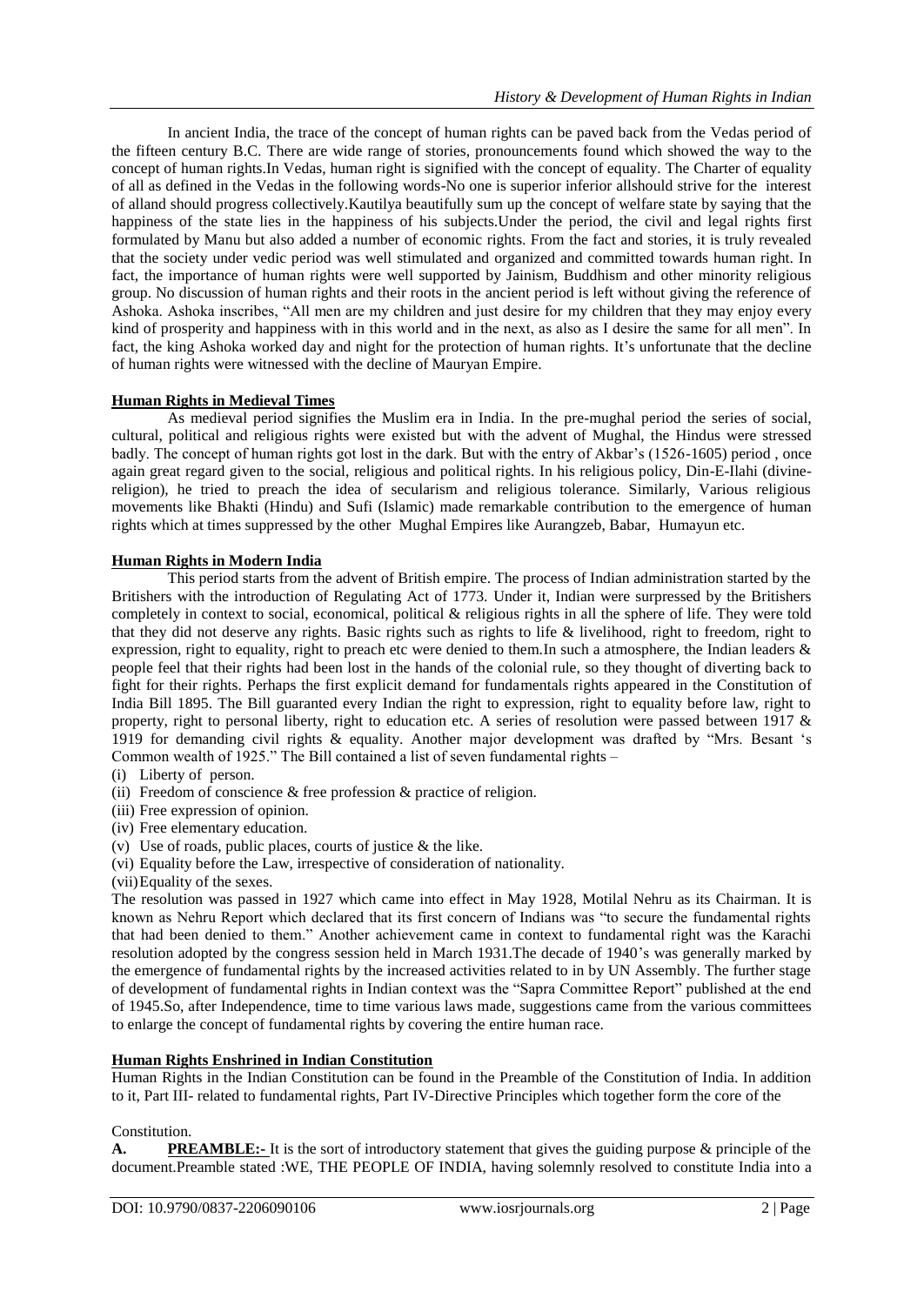In ancient India, the trace of the concept of human rights can be paved back from the Vedas period of the fifteen century B.C. There are wide range of stories, pronouncements found which showed the way to the concept of human rights.In Vedas, human right is signified with the concept of equality. The Charter of equality of all as defined in the Vedas in the following words-No one is superior inferior allshould strive for the interest of alland should progress collectively.Kautilya beautifully sum up the concept of welfare state by saying that the happiness of the state lies in the happiness of his subjects.Under the period, the civil and legal rights first formulated by Manu but also added a number of economic rights. From the fact and stories, it is truly revealed that the society under vedic period was well stimulated and organized and committed towards human right. In fact, the importance of human rights were well supported by Jainism, Buddhism and other minority religious group. No discussion of human rights and their roots in the ancient period is left without giving the reference of Ashoka. Ashoka inscribes, "All men are my children and just desire for my children that they may enjoy every kind of prosperity and happiness with in this world and in the next, as also as I desire the same for all men". In fact, the king Ashoka worked day and night for the protection of human rights. It's unfortunate that the decline of human rights were witnessed with the decline of Mauryan Empire.

## Human Rights in Medieval Times

As medieval period signifies the Muslim era in India. In the pre-mughal period the series of social, cultural, political and religious rights were existed but with the advent of Mughal, the Hindus were stressed badly. The concept of human rights got lost in the dark. But with the entry of Akbar's (1526-1605) period , once again great regard given to the social, religious and political rights. In his religious policy, Din-E-Ilahi (divine-religion), he tried to preach the idea of secularism and religious tolerance. Similarly, Various religious movements like Bhakti (Hindu) and Sufi (Islamic) made remarkable contribution to the emergence of human rights which at times suppressed by the other Mughal Empires like Aurangzeb, Babar, Humayun etc.

## Human Rights in Modern India

This period starts from the advent of British empire. The process of Indian administration started by the Britishers with the introduction of Regulating Act of 1773. Under it, Indian were surpressed by the Britishers completely in context to social, economical, political & religious rights in all the sphere of life. They were told that they did not deserve any rights. Basic rights such as rights to life & livelihood, right to freedom, right to expression, right to equality, right to preach etc were denied to them.In such a atmosphere, the Indian leaders & people feel that their rights had been lost in the hands of the colonial rule, so they thought of diverting back to fight for their rights. Perhaps the first explicit demand for fundamentals rights appeared in the Constitution of India Bill 1895. The Bill guaranted every Indian the right to expression, right to equality before law, right to property, right to personal liberty, right to education etc. A series of resolution were passed between 1917 & 1919 for demanding civil rights & equality. Another major development was drafted by "Mrs. Besant 's Common wealth of 1925." The Bill contained a list of seven fundamental rights –

(i) Liberty of person.
(ii) Freedom of conscience & free profession & practice of religion.
(iii) Free expression of opinion.
(iv) Free elementary education.
(v) Use of roads, public places, courts of justice & the like.
(vi) Equality before the Law, irrespective of consideration of nationality.
(vii) Equality of the sexes.

The resolution was passed in 1927 which came into effect in May 1928, Motilal Nehru as its Chairman. It is known as Nehru Report which declared that its first concern of Indians was "to secure the fundamental rights that had been denied to them." Another achievement came in context to fundamental right was the Karachi resolution adopted by the congress session held in March 1931.The decade of 1940's was generally marked by the emergence of fundamental rights by the increased activities related to in by UN Assembly. The further stage of development of fundamental rights in Indian context was the "Sapra Committee Report" published at the end of 1945.So, after Independence, time to time various laws made, suggestions came from the various committees to enlarge the concept of fundamental rights by covering the entire human race.

## Human Rights Enshrined in Indian Constitution

Human Rights in the Indian Constitution can be found in the Preamble of the Constitution of India. In addition to it, Part III- related to fundamental rights, Part IV-Directive Principles which together form the core of the Constitution.

**A. PREAMBLE:-** It is the sort of introductory statement that gives the guiding purpose & principle of the document.Preamble stated :WE, THE PEOPLE OF INDIA, having solemnly resolved to constitute India into a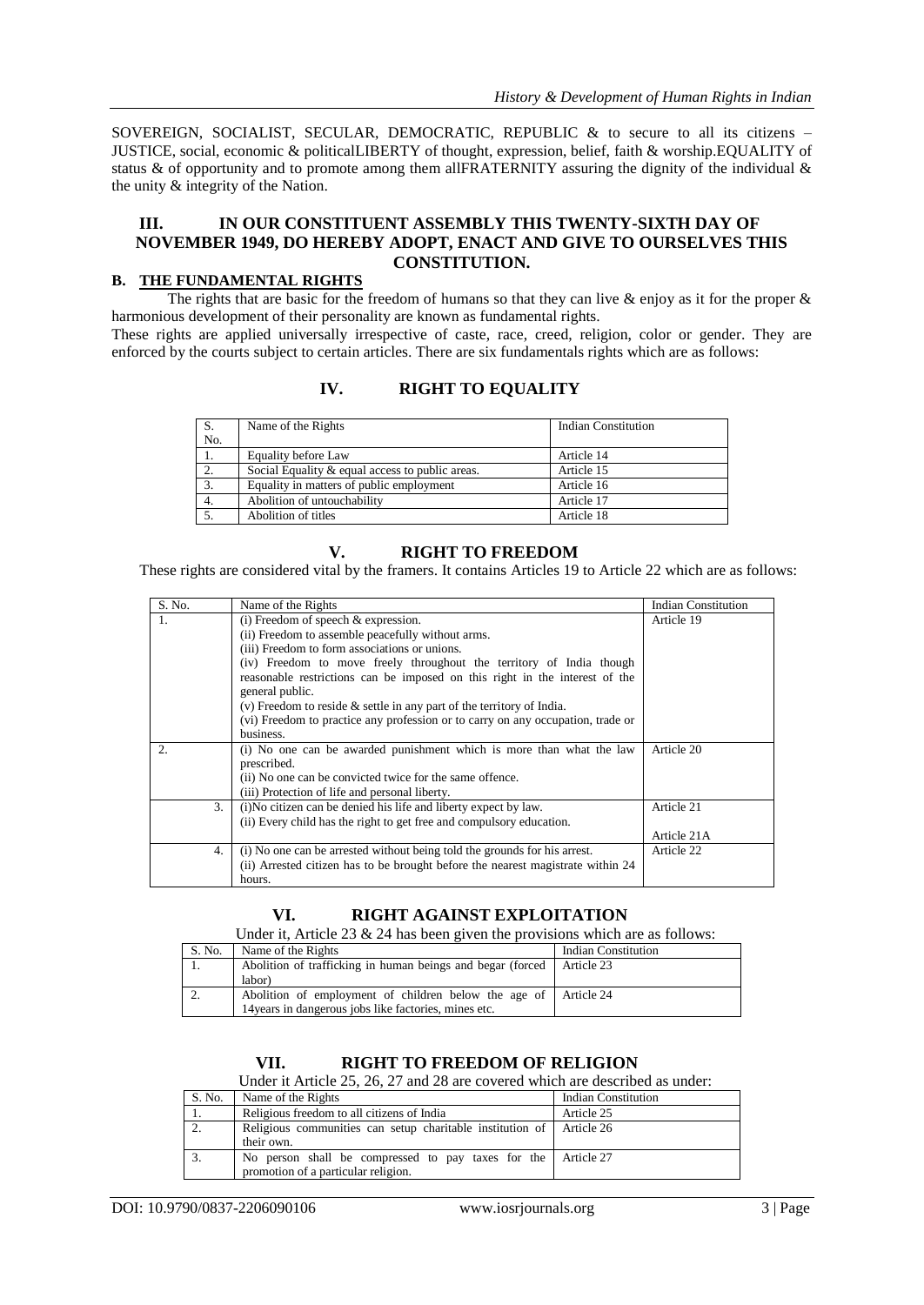SOVEREIGN, SOCIALIST, SECULAR, DEMOCRATIC, REPUBLIC & to secure to all its citizens – JUSTICE, social, economic & politicalLIBERTY of thought, expression, belief, faith & worship.EQUALITY of status & of opportunity and to promote among them allFRATERNITY assuring the dignity of the individual & the unity & integrity of the Nation.

## III. IN OUR CONSTITUENT ASSEMBLY THIS TWENTY-SIXTH DAY OF NOVEMBER 1949, DO HEREBY ADOPT, ENACT AND GIVE TO OURSELVES THIS CONSTITUTION.

### B. THE FUNDAMENTAL RIGHTS

The rights that are basic for the freedom of humans so that they can live & enjoy as it for the proper & harmonious development of their personality are known as fundamental rights.

These rights are applied universally irrespective of caste, race, creed, religion, color or gender. They are enforced by the courts subject to certain articles. There are six fundamentals rights which are as follows:

## IV. RIGHT TO EQUALITY

| S. No. | Name of the Rights | Indian Constitution |
|---|---|---|
| 1. | Equality before Law | Article 14 |
| 2. | Social Equality & equal access to public areas. | Article 15 |
| 3. | Equality in matters of public employment | Article 16 |
| 4. | Abolition of untouchability | Article 17 |
| 5. | Abolition of titles | Article 18 |

## V. RIGHT TO FREEDOM

These rights are considered vital by the framers. It contains Articles 19 to Article 22 which are as follows:

| S. No. | Name of the Rights | Indian Constitution |
|---|---|---|
| 1. | (i) Freedom of speech & expression.<br>(ii) Freedom to assemble peacefully without arms.<br>(iii) Freedom to form associations or unions.<br>(iv) Freedom to move freely throughout the territory of India though reasonable restrictions can be imposed on this right in the interest of the general public.<br>(v) Freedom to reside & settle in any part of the territory of India.<br>(vi) Freedom to practice any profession or to carry on any occupation, trade or business. | Article 19 |
| 2. | (i) No one can be awarded punishment which is more than what the law prescribed.<br>(ii) No one can be convicted twice for the same offence.<br>(iii) Protection of life and personal liberty. | Article 20 |
| 3. | (i)No citizen can be denied his life and liberty expect by law.<br>(ii) Every child has the right to get free and compulsory education. | Article 21<br><br>Article 21A |
| 4. | (i) No one can be arrested without being told the grounds for his arrest.<br>(ii) Arrested citizen has to be brought before the nearest magistrate within 24 hours. | Article 22 |

## VI. RIGHT AGAINST EXPLOITATION

Under it, Article 23 & 24 has been given the provisions which are as follows:

| S. No. | Name of the Rights | Indian Constitution |
|---|---|---|
| 1. | Abolition of trafficking in human beings and begar (forced labor) | Article 23 |
| 2. | Abolition of employment of children below the age of 14years in dangerous jobs like factories, mines etc. | Article 24 |

## VII. RIGHT TO FREEDOM OF RELIGION

Under it Article 25, 26, 27 and 28 are covered which are described as under:

| S. No. | Name of the Rights | Indian Constitution |
|---|---|---|
| 1. | Religious freedom to all citizens of India | Article 25 |
| 2. | Religious communities can setup charitable institution of their own. | Article 26 |
| 3. | No person shall be compressed to pay taxes for the promotion of a particular religion. | Article 27 |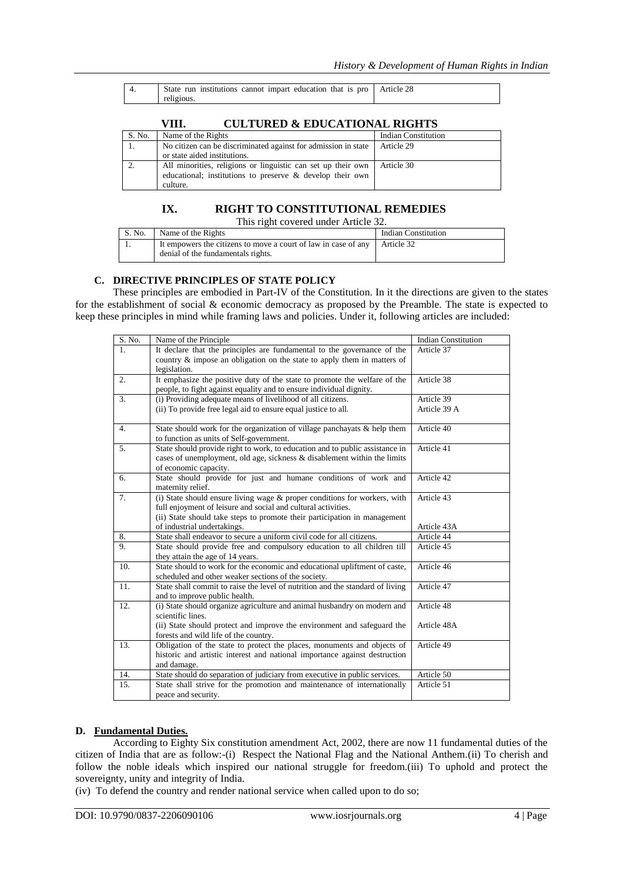| 4. | State run institutions cannot impart education that is pro religious. | Article 28 |
|---|---|---|

### VIII. CULTURED & EDUCATIONAL RIGHTS

| S. No. | Name of the Rights | Indian Constitution |
|---|---|---|
| 1. | No citizen can be discriminated against for admission in state or state aided institutions. | Article 29 |
| 2. | All minorities, religions or linguistic can set up their own educational; institutions to preserve & develop their own culture. | Article 30 |

### IX. RIGHT TO CONSTITUTIONAL REMEDIES

This right covered under Article 32.

| S. No. | Name of the Rights | Indian Constitution |
|---|---|---|
| 1. | It empowers the citizens to move a court of law in case of any denial of the fundamentals rights. | Article 32 |

### C. DIRECTIVE PRINCIPLES OF STATE POLICY

These principles are embodied in Part-IV of the Constitution. In it the directions are given to the states for the establishment of social & economic democracy as proposed by the Preamble. The state is expected to keep these principles in mind while framing laws and policies. Under it, following articles are included:

| S. No. | Name of the Principle | Indian Constitution |
|---|---|---|
| 1. | It declare that the principles are fundamental to the governance of the country & impose an obligation on the state to apply them in matters of legislation. | Article 37 |
| 2. | It emphasize the positive duty of the state to promote the welfare of the people, to fight against equality and to ensure individual dignity. | Article 38 |
| 3. | (i) Providing adequate means of livelihood of all citizens.<br>(ii) To provide free legal aid to ensure equal justice to all. | Article 39<br>Article 39 A |
| 4. | State should work for the organization of village panchayats & help them to function as units of Self-government. | Article 40 |
| 5. | State should provide right to work, to education and to public assistance in cases of unemployment, old age, sickness & disablement within the limits of economic capacity. | Article 41 |
| 6. | State should provide for just and humane conditions of work and maternity relief. | Article 42 |
| 7. | (i) State should ensure living wage & proper conditions for workers, with full enjoyment of leisure and social and cultural activities.<br>(ii) State should take steps to promote their participation in management of industrial undertakings. | Article 43<br>Article 43A |
| 8. | State shall endeavor to secure a uniform civil code for all citizens. | Article 44 |
| 9. | State should provide free and compulsory education to all children till they attain the age of 14 years. | Article 45 |
| 10. | State should to work for the economic and educational upliftment of caste, scheduled and other weaker sections of the society. | Article 46 |
| 11. | State shall commit to raise the level of nutrition and the standard of living and to improve public health. | Article 47 |
| 12. | (i) State should organize agriculture and animal husbandry on modern and scientific lines.<br>(ii) State should protect and improve the environment and safeguard the forests and wild life of the country. | Article 48<br>Article 48A |
| 13. | Obligation of the state to protect the places, monuments and objects of historic and artistic interest and national importance against destruction and damage. | Article 49 |
| 14. | State should do separation of judiciary from executive in public services. | Article 50 |
| 15. | State shall strive for the promotion and maintenance of internationally peace and security. | Article 51 |

### D. Fundamental Duties.

According to Eighty Six constitution amendment Act, 2002, there are now 11 fundamental duties of the citizen of India that are as follow:-(i) Respect the National Flag and the National Anthem.(ii) To cherish and follow the noble ideals which inspired our national struggle for freedom.(iii) To uphold and protect the sovereignty, unity and integrity of India.

(iv) To defend the country and render national service when called upon to do so;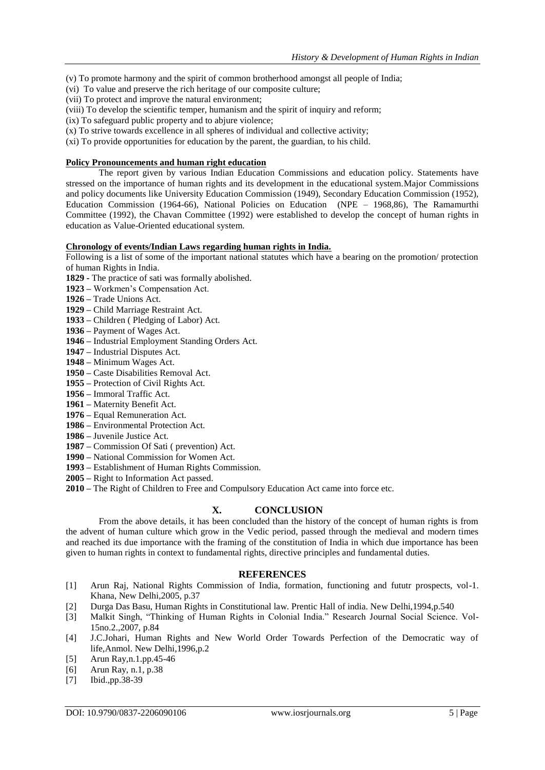(v) To promote harmony and the spirit of common brotherhood amongst all people of India;
(vi) To value and preserve the rich heritage of our composite culture;
(vii) To protect and improve the natural environment;
(viii) To develop the scientific temper, humanism and the spirit of inquiry and reform;
(ix) To safeguard public property and to abjure violence;
(x) To strive towards excellence in all spheres of individual and collective activity;
(xi) To provide opportunities for education by the parent, the guardian, to his child.

**Policy Pronouncements and human right education**

The report given by various Indian Education Commissions and education policy. Statements have stressed on the importance of human rights and its development in the educational system.Major Commissions and policy documents like University Education Commission (1949), Secondary Education Commission (1952), Education Commission (1964-66), National Policies on Education (NPE – 1968,86), The Ramamurthi Committee (1992), the Chavan Committee (1992) were established to develop the concept of human rights in education as Value-Oriented educational system.

**Chronology of events/Indian Laws regarding human rights in India.**

Following is a list of some of the important national statutes which have a bearing on the promotion/ protection of human Rights in India.

**1829 -** The practice of sati was formally abolished.
**1923 –** Workmen's Compensation Act.
**1926 –** Trade Unions Act.
**1929 –** Child Marriage Restraint Act.
**1933 –** Children ( Pledging of Labor) Act.
**1936 –** Payment of Wages Act.
**1946 –** Industrial Employment Standing Orders Act.
**1947 –** Industrial Disputes Act.
**1948 –** Minimum Wages Act.
**1950 –** Caste Disabilities Removal Act.
**1955 –** Protection of Civil Rights Act.
**1956 –** Immoral Traffic Act.
**1961 –** Maternity Benefit Act.
**1976 –** Equal Remuneration Act.
**1986 –** Environmental Protection Act.
**1986 –** Juvenile Justice Act.
**1987 –** Commission Of Sati ( prevention) Act.
**1990 –** National Commission for Women Act.
**1993 –** Establishment of Human Rights Commission.
**2005 –** Right to Information Act passed.
**2010 –** The Right of Children to Free and Compulsory Education Act came into force etc.

## X. CONCLUSION

From the above details, it has been concluded than the history of the concept of human rights is from the advent of human culture which grow in the Vedic period, passed through the medieval and modern times and reached its due importance with the framing of the constitution of India in which due importance has been given to human rights in context to fundamental rights, directive principles and fundamental duties.

## REFERENCES

[1] Arun Raj, National Rights Commission of India, formation, functioning and fututr prospects, vol-1. Khana, New Delhi,2005, p.37
[2] Durga Das Basu, Human Rights in Constitutional law. Prentic Hall of india. New Delhi,1994,p.540
[3] Malkit Singh, "Thinking of Human Rights in Colonial India." Research Journal Social Science. Vol-15no.2.,2007, p.84
[4] J.C.Johari, Human Rights and New World Order Towards Perfection of the Democratic way of life,Anmol. New Delhi,1996,p.2
[5] Arun Ray,n.1.pp.45-46
[6] Arun Ray, n.1, p.38
[7] Ibid.,pp.38-39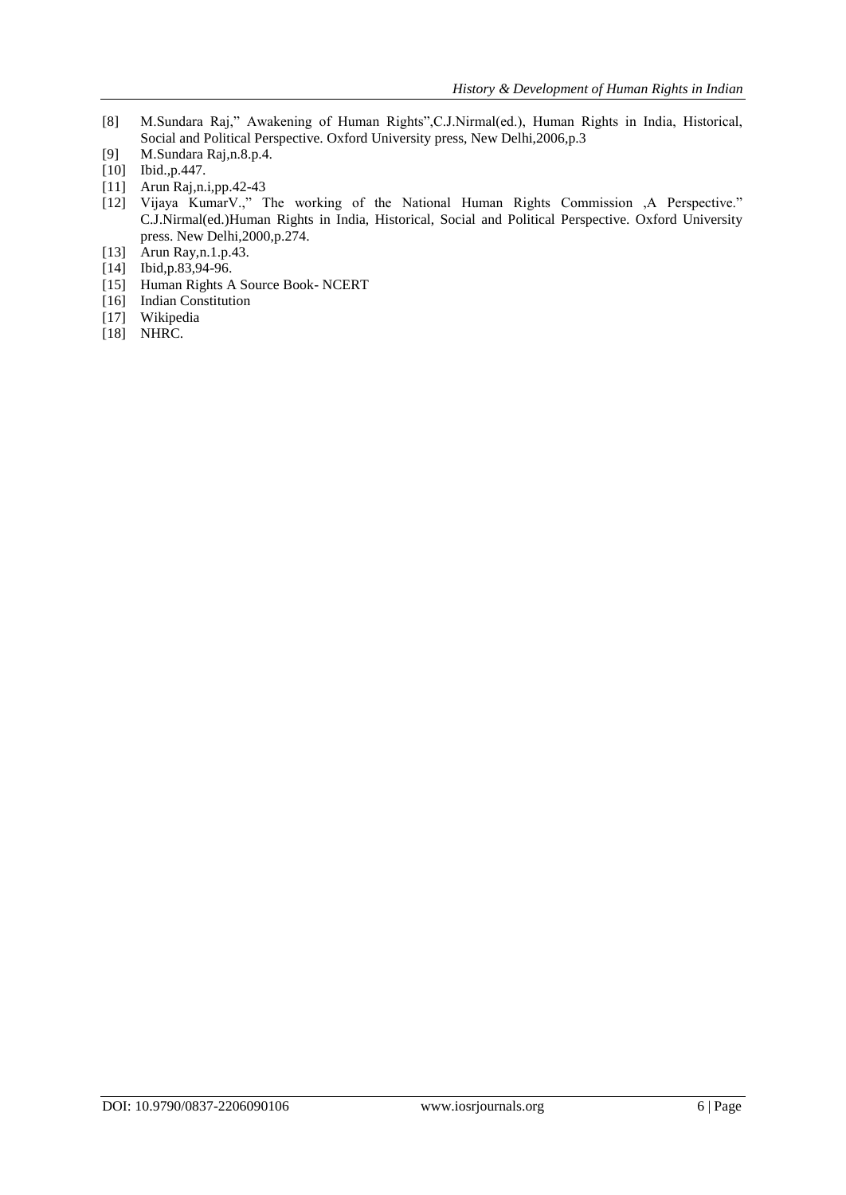[8] M.Sundara Raj," Awakening of Human Rights",C.J.Nirmal(ed.), Human Rights in India, Historical, Social and Political Perspective. Oxford University press, New Delhi,2006,p.3

[9] M.Sundara Raj,n.8.p.4.

[10] Ibid.,p.447.

[11] Arun Raj,n.i,pp.42-43

[12] Vijaya KumarV.," The working of the National Human Rights Commission ,A Perspective." C.J.Nirmal(ed.)Human Rights in India, Historical, Social and Political Perspective. Oxford University press. New Delhi,2000,p.274.

[13] Arun Ray,n.1.p.43.

[14] Ibid,p.83,94-96.

[15] Human Rights A Source Book- NCERT

[16] Indian Constitution

[17] Wikipedia

[18] NHRC.